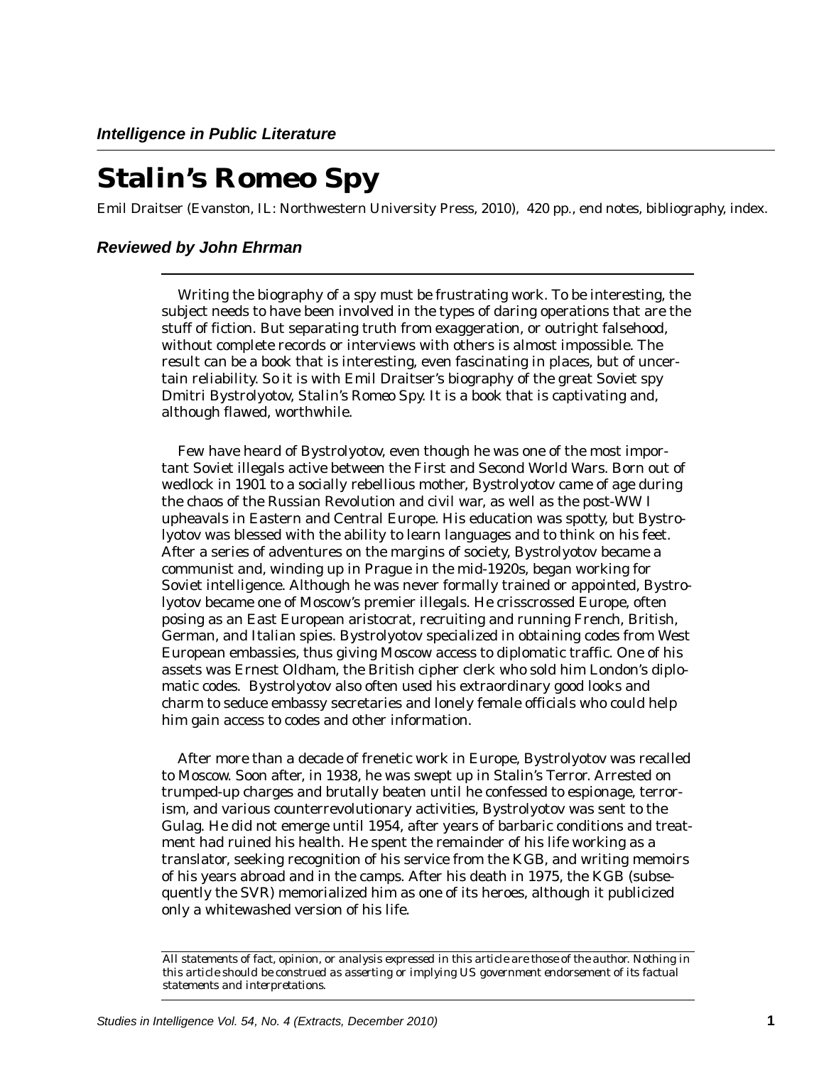*Intelligence in Public Literature*

# Stalin's Romeo Spy

Emil Draitser (Evanston, IL: Northwestern University Press, 2010), 420 pp., end notes, bibliography, index.

## *Reviewed by John Ehrman*

Writing the biography of a spy must be frustrating work. To be interesting, the subject needs to have been involved in the types of daring operations that are the stuff of fiction. But separating truth from exaggeration, or outright falsehood, without complete records or interviews with others is almost impossible. The result can be a book that is interesting, even fascinating in places, but of uncertain reliability. So it is with Emil Draitser's biography of the great Soviet spy Dmitri Bystrolyotov, Stalin's Romeo Spy. It is a book that is captivating and, although flawed, worthwhile.

Few have heard of Bystrolyotov, even though he was one of the most important Soviet illegals active between the First and Second World Wars. Born out of wedlock in 1901 to a socially rebellious mother, Bystrolyotov came of age during the chaos of the Russian Revolution and civil war, as well as the post-WW I upheavals in Eastern and Central Europe. His education was spotty, but Bystrolyotov was blessed with the ability to learn languages and to think on his feet. After a series of adventures on the margins of society, Bystrolyotov became a communist and, winding up in Prague in the mid-1920s, began working for Soviet intelligence. Although he was never formally trained or appointed, Bystrolyotov became one of Moscow's premier illegals. He crisscrossed Europe, often posing as an East European aristocrat, recruiting and running French, British, German, and Italian spies. Bystrolyotov specialized in obtaining codes from West European embassies, thus giving Moscow access to diplomatic traffic. One of his assets was Ernest Oldham, the British cipher clerk who sold him London's diplomatic codes. Bystrolyotov also often used his extraordinary good looks and charm to seduce embassy secretaries and lonely female officials who could help him gain access to codes and other information.

After more than a decade of frenetic work in Europe, Bystrolyotov was recalled to Moscow. Soon after, in 1938, he was swept up in Stalin's Terror. Arrested on trumped-up charges and brutally beaten until he confessed to espionage, terrorism, and various counterrevolutionary activities, Bystrolyotov was sent to the Gulag. He did not emerge until 1954, after years of barbaric conditions and treatment had ruined his health. He spent the remainder of his life working as a translator, seeking recognition of his service from the KGB, and writing memoirs of his years abroad and in the camps. After his death in 1975, the KGB (subsequently the SVR) memorialized him as one of its heroes, although it publicized only a whitewashed version of his life.

*All statements of fact, opinion, or analysis expressed in this article are those of the author. Nothing in this article should be construed as asserting or implying US government endorsement of its factual statements and interpretations.*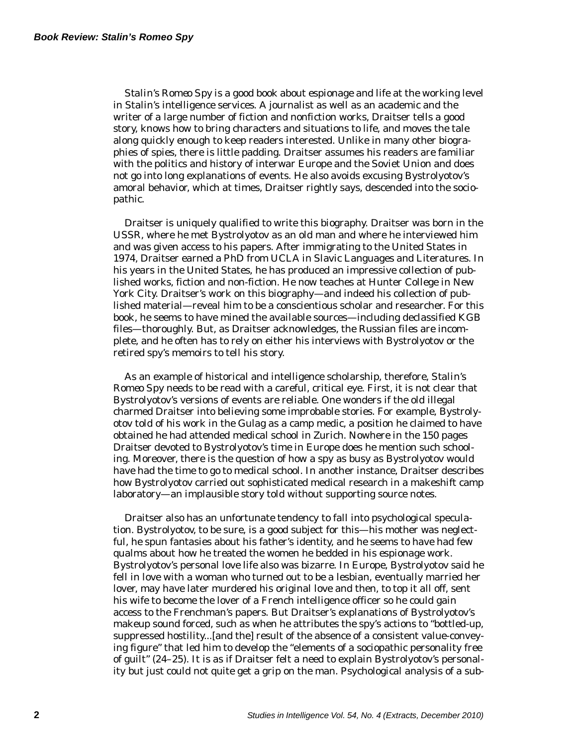*Stalin's Romeo Spy* is a good book about espionage and life at the working level in Stalin's intelligence services. A journalist as well as an academic and the writer of a large number of fiction and nonfiction works, Draitser tells a good story, knows how to bring characters and situations to life, and moves the tale along quickly enough to keep readers interested. Unlike in many other biographies of spies, there is little padding. Draitser assumes his readers are familiar with the politics and history of interwar Europe and the Soviet Union and does not go into long explanations of events. He also avoids excusing Bystrolyotov's amoral behavior, which at times, Draitser rightly says, descended into the sociopathic.

Draitser is uniquely qualified to write this biography. Draitser was born in the USSR, where he met Bystrolyotov as an old man and where he interviewed him and was given access to his papers. After immigrating to the United States in 1974, Draitser earned a PhD from UCLA in Slavic Languages and Literatures. In his years in the United States, he has produced an impressive collection of published works, fiction and non-fiction. He now teaches at Hunter College in New York City. Draitser's work on this biography—and indeed his collection of published material—reveal him to be a conscientious scholar and researcher. For this book, he seems to have mined the available sources—including declassified KGB files—thoroughly. But, as Draitser acknowledges, the Russian files are incomplete, and he often has to rely on either his interviews with Bystrolyotov or the retired spy's memoirs to tell his story.

As an example of historical and intelligence scholarship, therefore, *Stalin's Romeo Spy* needs to be read with a careful, critical eye. First, it is not clear that Bystrolyotov's versions of events are reliable. One wonders if the old illegal charmed Draitser into believing some improbable stories. For example, Bystrolyotov told of his work in the Gulag as a camp medic, a position he claimed to have obtained he had attended medical school in Zurich. Nowhere in the 150 pages Draitser devoted to Bystrolyotov's time in Europe does he mention such schooling. Moreover, there is the question of how a spy as busy as Bystrolyotov would have had the time to go to medical school. In another instance, Draitser describes how Bystrolyotov carried out sophisticated medical research in a makeshift camp laboratory—an implausible story told without supporting source notes.

Draitser also has an unfortunate tendency to fall into psychological speculation. Bystrolyotov, to be sure, is a good subject for this—his mother was neglectful, he spun fantasies about his father's identity, and he seems to have had few qualms about how he treated the women he bedded in his espionage work. Bystrolyotov's personal love life also was bizarre. In Europe, Bystrolyotov said he fell in love with a woman who turned out to be a lesbian, eventually married her lover, may have later murdered his original love and then, to top it all off, sent his wife to become the lover of a French intelligence officer so he could gain access to the Frenchman's papers. But Draitser's explanations of Bystrolyotov's makeup sound forced, such as when he attributes the spy's actions to "bottled-up, suppressed hostility...[and the] result of the absence of a consistent value-conveying figure" that led him to develop the "elements of a sociopathic personality free of guilt" (24–25). It is as if Draitser felt a need to explain Bystrolyotov's personality but just could not quite get a grip on the man. Psychological analysis of a sub-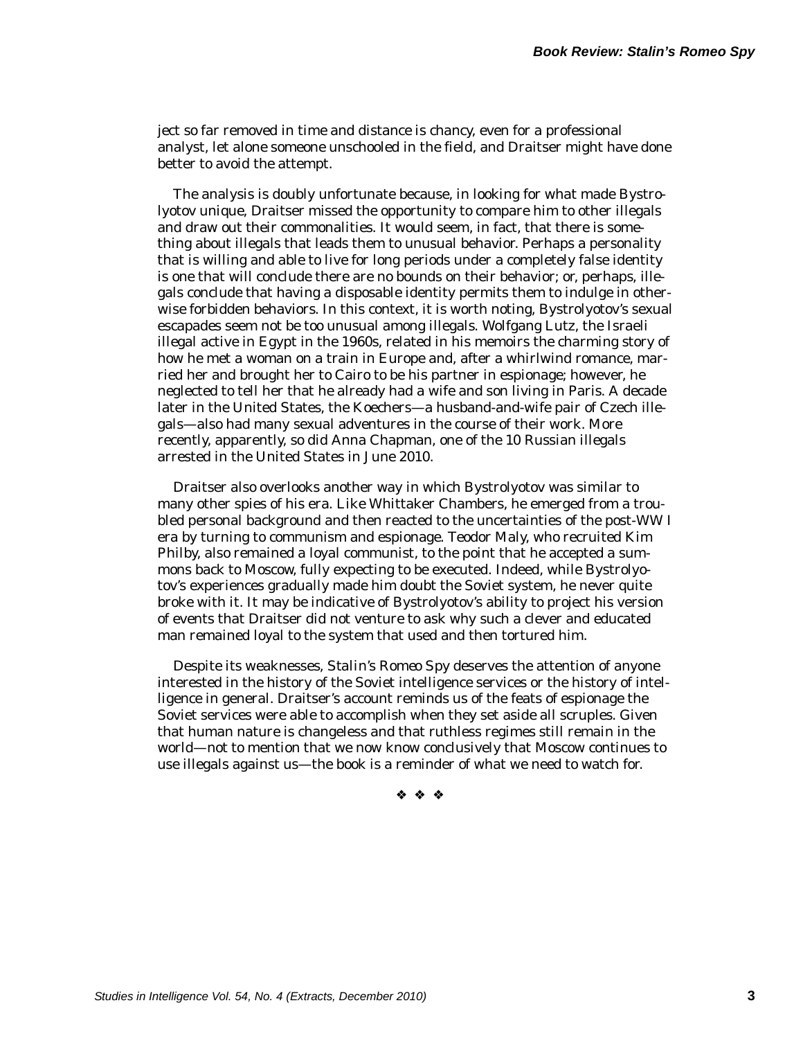ject so far removed in time and distance is chancy, even for a professional analyst, let alone someone unschooled in the field, and Draitser might have done better to avoid the attempt.

The analysis is doubly unfortunate because, in looking for what made Bystrolyotov unique, Draitser missed the opportunity to compare him to other illegals and draw out their commonalities. It would seem, in fact, that there is something about illegals that leads them to unusual behavior. Perhaps a personality that is willing and able to live for long periods under a completely false identity is one that will conclude there are no bounds on their behavior; or, perhaps, illegals conclude that having a disposable identity permits them to indulge in otherwise forbidden behaviors. In this context, it is worth noting, Bystrolyotov's sexual escapades seem not be too unusual among illegals. Wolfgang Lutz, the Israeli illegal active in Egypt in the 1960s, related in his memoirs the charming story of how he met a woman on a train in Europe and, after a whirlwind romance, married her and brought her to Cairo to be his partner in espionage; however, he neglected to tell her that he already had a wife and son living in Paris. A decade later in the United States, the Koechers—a husband-and-wife pair of Czech illegals—also had many sexual adventures in the course of their work. More recently, apparently, so did Anna Chapman, one of the 10 Russian illegals arrested in the United States in June 2010.

Draitser also overlooks another way in which Bystrolyotov was similar to many other spies of his era. Like Whittaker Chambers, he emerged from a troubled personal background and then reacted to the uncertainties of the post-WW I era by turning to communism and espionage. Teodor Maly, who recruited Kim Philby, also remained a loyal communist, to the point that he accepted a summons back to Moscow, fully expecting to be executed. Indeed, while Bystrolyotov's experiences gradually made him doubt the Soviet system, he never quite broke with it. It may be indicative of Bystrolyotov's ability to project his version of events that Draitser did not venture to ask why such a clever and educated man remained loyal to the system that used and then tortured him.

Despite its weaknesses, *Stalin's Romeo Spy* deserves the attention of anyone interested in the history of the Soviet intelligence services or the history of intelligence in general. Draitser's account reminds us of the feats of espionage the Soviet services were able to accomplish when they set aside all scruples. Given that human nature is changeless and that ruthless regimes still remain in the world—not to mention that we now know conclusively that Moscow continues to use illegals against us—the book is a reminder of what we need to watch for.

❖ ❖ ❖